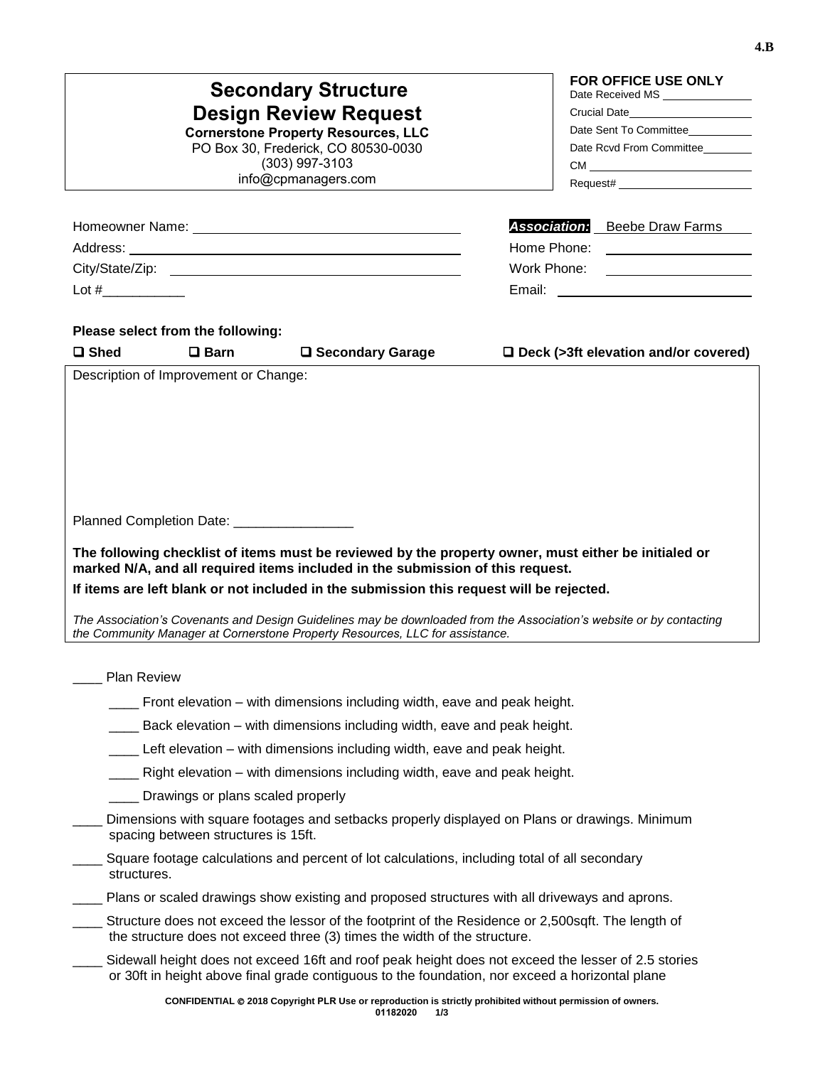# Secondary Structure Design Review Request

**Cornerstone Property Resources, LLC**
PO Box 30, Frederick, CO 80530-0030
(303) 997-3103
info@cpmanagers.com

**FOR OFFICE USE ONLY**
Date Received MS ______________
Crucial Date ______________
Date Sent To Committee ______________
Date Rcvd From Committee ______________
CM ______________
Request# ______________

Homeowner Name: ______________________________
Address: ______________________________
City/State/Zip: ______________________________
Lot #___________

***Association:*** Beebe Draw Farms
Home Phone: ______________
Work Phone: ______________
Email: ______________

**Please select from the following:**

❑ **Shed** ❑ **Barn** ❑ **Secondary Garage** ❑ **Deck (>3ft elevation and/or covered)**

Description of Improvement or Change:

Planned Completion Date: ________________

**The following checklist of items must be reviewed by the property owner, must either be initialed or marked N/A, and all required items included in the submission of this request.**

**If items are left blank or not included in the submission this request will be rejected.**

*The Association's Covenants and Design Guidelines may be downloaded from the Association's website or by contacting the Community Manager at Cornerstone Property Resources, LLC for assistance.*

____ Plan Review

- ____ Front elevation – with dimensions including width, eave and peak height.
- ____ Back elevation – with dimensions including width, eave and peak height.
- ____ Left elevation – with dimensions including width, eave and peak height.
- ____ Right elevation – with dimensions including width, eave and peak height.
- ____ Drawings or plans scaled properly

____ Dimensions with square footages and setbacks properly displayed on Plans or drawings. Minimum spacing between structures is 15ft.

____ Square footage calculations and percent of lot calculations, including total of all secondary structures.

____ Plans or scaled drawings show existing and proposed structures with all driveways and aprons.

____ Structure does not exceed the lessor of the footprint of the Residence or 2,500sqft. The length of the structure does not exceed three (3) times the width of the structure.

____ Sidewall height does not exceed 16ft and roof peak height does not exceed the lesser of 2.5 stories or 30ft in height above final grade contiguous to the foundation, nor exceed a horizontal plane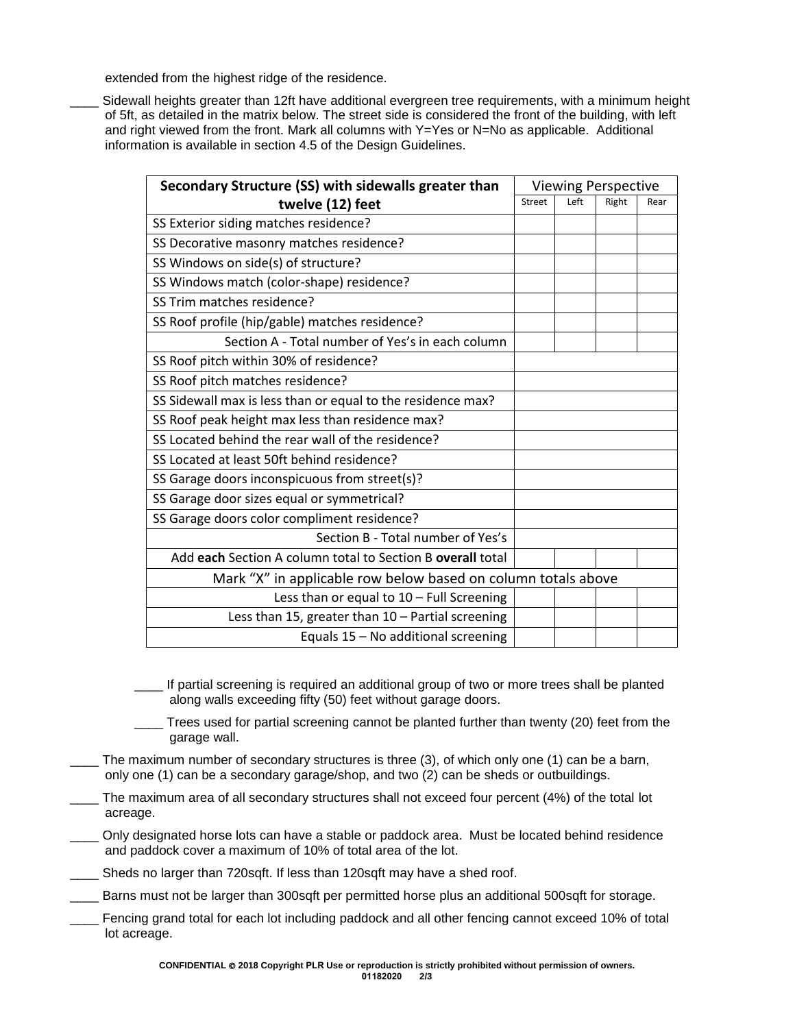extended from the highest ridge of the residence.

____ Sidewall heights greater than 12ft have additional evergreen tree requirements, with a minimum height of 5ft, as detailed in the matrix below. The street side is considered the front of the building, with left and right viewed from the front. Mark all columns with Y=Yes or N=No as applicable. Additional information is available in section 4.5 of the Design Guidelines.

| Secondary Structure (SS) with sidewalls greater than twelve (12) feet | Viewing Perspective | | | |
|---|---|---|---|---|
| | Street | Left | Right | Rear |
| SS Exterior siding matches residence? | | | | |
| SS Decorative masonry matches residence? | | | | |
| SS Windows on side(s) of structure? | | | | |
| SS Windows match (color-shape) residence? | | | | |
| SS Trim matches residence? | | | | |
| SS Roof profile (hip/gable) matches residence? | | | | |
| Section A - Total number of Yes's in each column | | | | |
| SS Roof pitch within 30% of residence? | | | | |
| SS Roof pitch matches residence? | | | | |
| SS Sidewall max is less than or equal to the residence max? | | | | |
| SS Roof peak height max less than residence max? | | | | |
| SS Located behind the rear wall of the residence? | | | | |
| SS Located at least 50ft behind residence? | | | | |
| SS Garage doors inconspicuous from street(s)? | | | | |
| SS Garage door sizes equal or symmetrical? | | | | |
| SS Garage doors color compliment residence? | | | | |
| Section B - Total number of Yes's | | | | |
| Add **each** Section A column total to Section B **overall** total | | | | |
| Mark "X" in applicable row below based on column totals above | | | | |
| Less than or equal to 10 – Full Screening | | | | |
| Less than 15, greater than 10 – Partial screening | | | | |
| Equals 15 – No additional screening | | | | |

____ If partial screening is required an additional group of two or more trees shall be planted along walls exceeding fifty (50) feet without garage doors.

____ Trees used for partial screening cannot be planted further than twenty (20) feet from the garage wall.

____ The maximum number of secondary structures is three (3), of which only one (1) can be a barn, only one (1) can be a secondary garage/shop, and two (2) can be sheds or outbuildings.

____ The maximum area of all secondary structures shall not exceed four percent (4%) of the total lot acreage.

____ Only designated horse lots can have a stable or paddock area. Must be located behind residence and paddock cover a maximum of 10% of total area of the lot.

____ Sheds no larger than 720sqft. If less than 120sqft may have a shed roof.

____ Barns must not be larger than 300sqft per permitted horse plus an additional 500sqft for storage.

____ Fencing grand total for each lot including paddock and all other fencing cannot exceed 10% of total lot acreage.

**CONFIDENTIAL © 2018 Copyright PLR Use or reproduction is strictly prohibited without permission of owners.**
**01182020**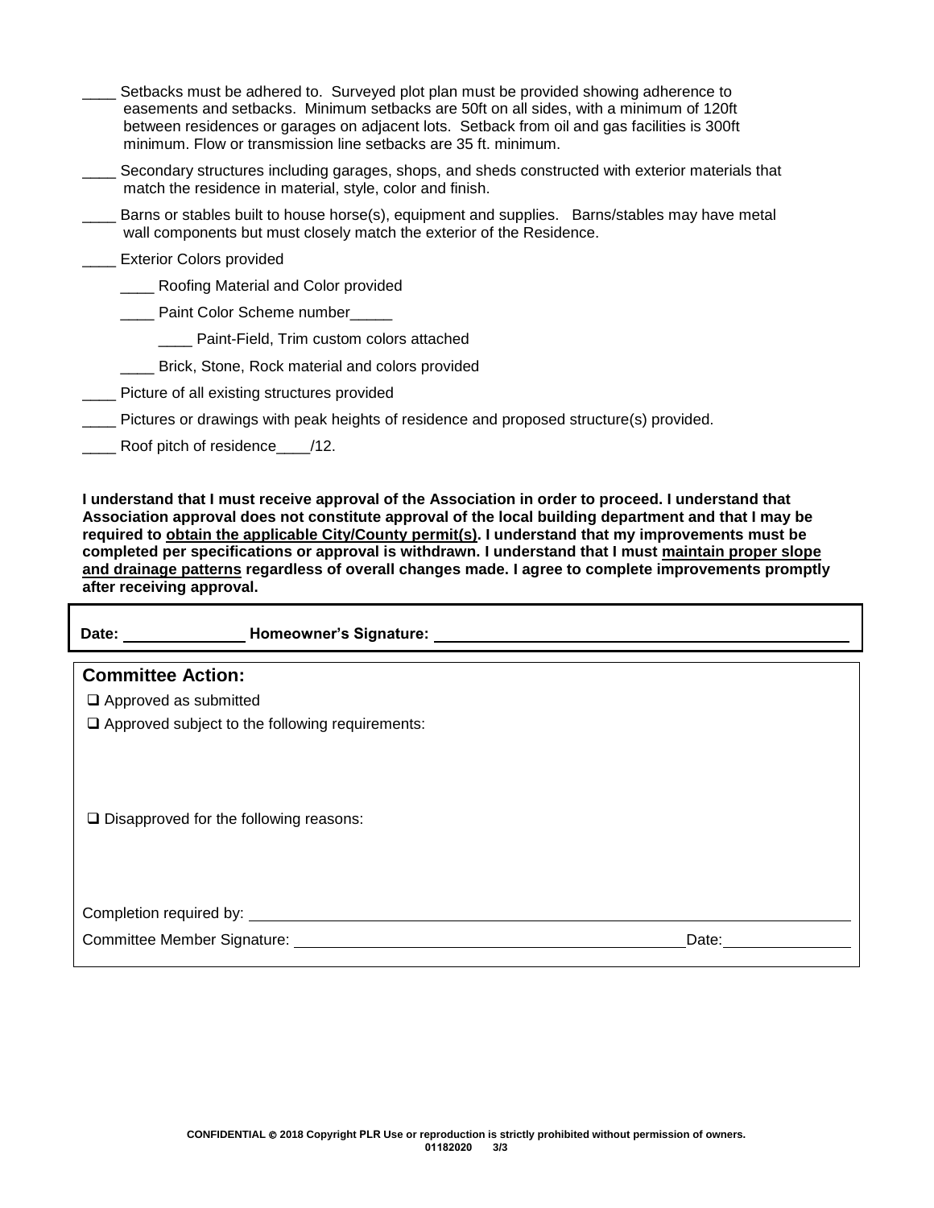____ Setbacks must be adhered to. Surveyed plot plan must be provided showing adherence to easements and setbacks. Minimum setbacks are 50ft on all sides, with a minimum of 120ft between residences or garages on adjacent lots. Setback from oil and gas facilities is 300ft minimum. Flow or transmission line setbacks are 35 ft. minimum.

____ Secondary structures including garages, shops, and sheds constructed with exterior materials that match the residence in material, style, color and finish.

____ Barns or stables built to house horse(s), equipment and supplies. Barns/stables may have metal wall components but must closely match the exterior of the Residence.

____ Exterior Colors provided

- ____ Roofing Material and Color provided
- ____ Paint Color Scheme number_____
  - ____ Paint-Field, Trim custom colors attached
- ____ Brick, Stone, Rock material and colors provided

____ Picture of all existing structures provided

____ Pictures or drawings with peak heights of residence and proposed structure(s) provided.

____ Roof pitch of residence____/12.

**I understand that I must receive approval of the Association in order to proceed. I understand that Association approval does not constitute approval of the local building department and that I may be required to obtain the applicable City/County permit(s). I understand that my improvements must be completed per specifications or approval is withdrawn. I understand that I must maintain proper slope and drainage patterns regardless of overall changes made. I agree to complete improvements promptly after receiving approval.**

**Date:** ______________ **Homeowner's Signature:** ________________________________________________

## Committee Action:

- ❑ Approved as submitted
- ❑ Approved subject to the following requirements:

- ❑ Disapproved for the following reasons:

Completion required by: ________________________________________________________________

Committee Member Signature: ______________________________________________ Date: _______________

CONFIDENTIAL © 2018 Copyright PLR Use or reproduction is strictly prohibited without permission of owners.
01182020